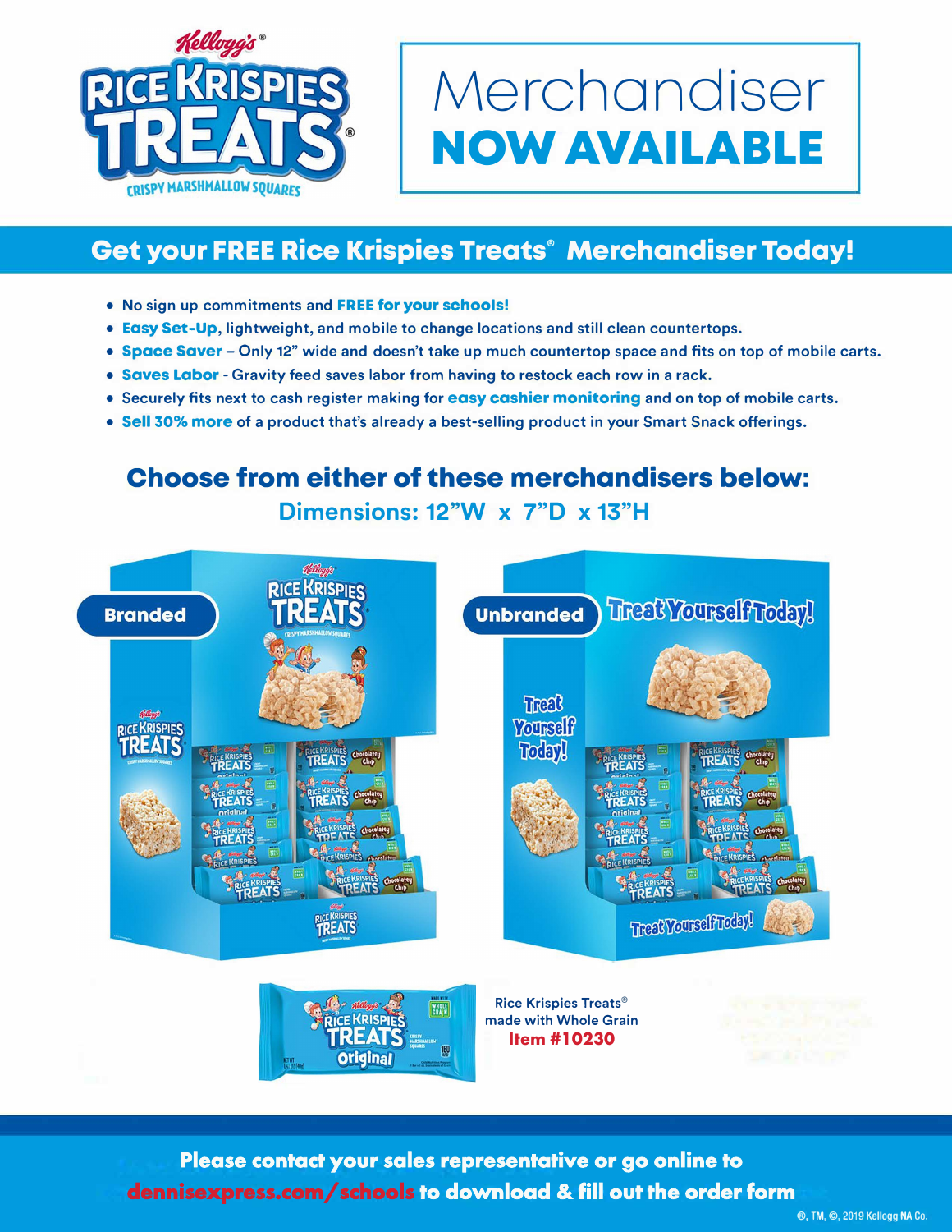# Kellogg's® Rice Krispies Treats® Crispy Marshmallow Squares

# Merchandiser **NOW AVAILABLE**

## Get your FREE Rice Krispies Treats® Merchandiser Today!

- No sign up commitments and **FREE for your schools!**
- **Easy Set-Up**, lightweight, and mobile to change locations and still clean countertops.
- **Space Saver** – Only 12" wide and doesn't take up much countertop space and fits on top of mobile carts.
- **Saves Labor** - Gravity feed saves labor from having to restock each row in a rack.
- Securely fits next to cash register making for **easy cashier monitoring** and on top of mobile carts.
- **Sell 30% more** of a product that's already a best-selling product in your Smart Snack offerings.

## Choose from either of these merchandisers below:

### Dimensions: 12"W x 7"D x 13"H

**Branded**

**Unbranded**

Rice Krispies Treats® made with Whole Grain
**Item #10230**

**Please contact your sales representative or go online to dennisexpress.com/schools to download & fill out the order form**

®, TM, ©, 2019 Kellogg NA Co.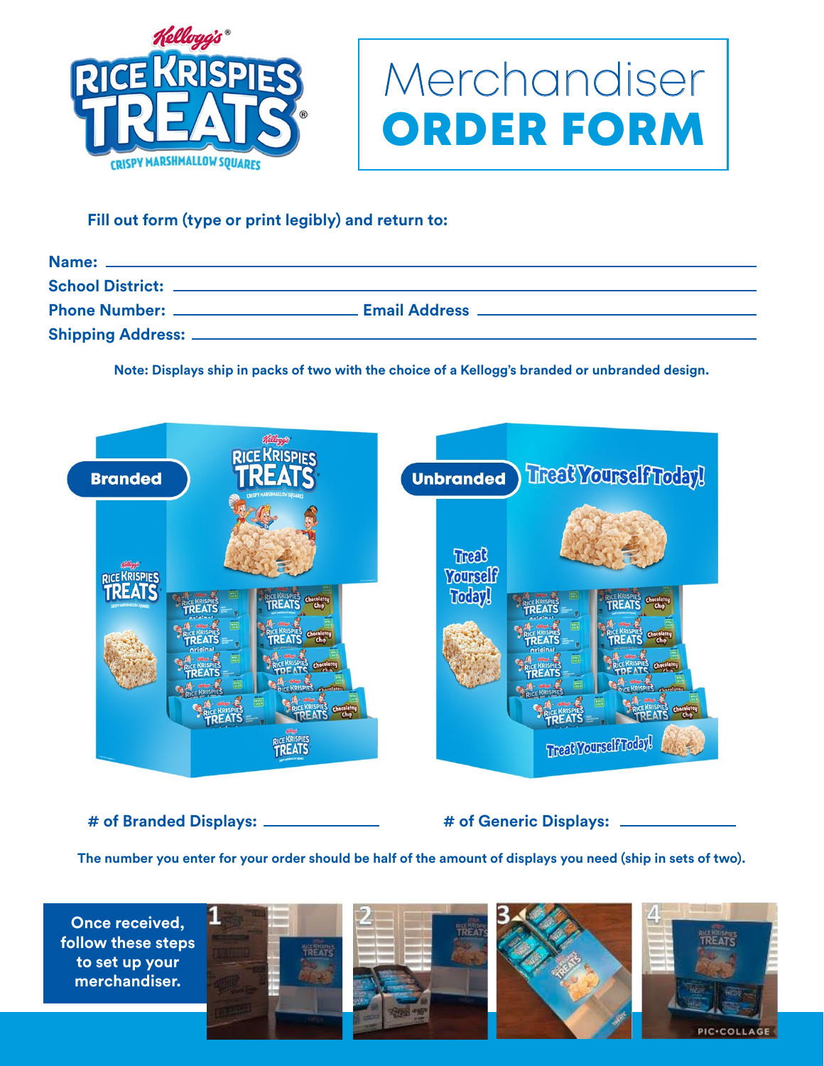# Merchandiser ORDER FORM

**Fill out form (type or print legibly) and return to:**

**Name:** ____________________

**School District:** ____________________

**Phone Number:** ____________________ **Email Address** ____________________

**Shipping Address:** ____________________

**Note: Displays ship in packs of two with the choice of a Kellogg's branded or unbranded design.**

**Branded**

**Unbranded**

**# of Branded Displays:** ____________

**# of Generic Displays:** ____________

**The number you enter for your order should be half of the amount of displays you need (ship in sets of two).**

**Once received, follow these steps to set up your merchandiser.**